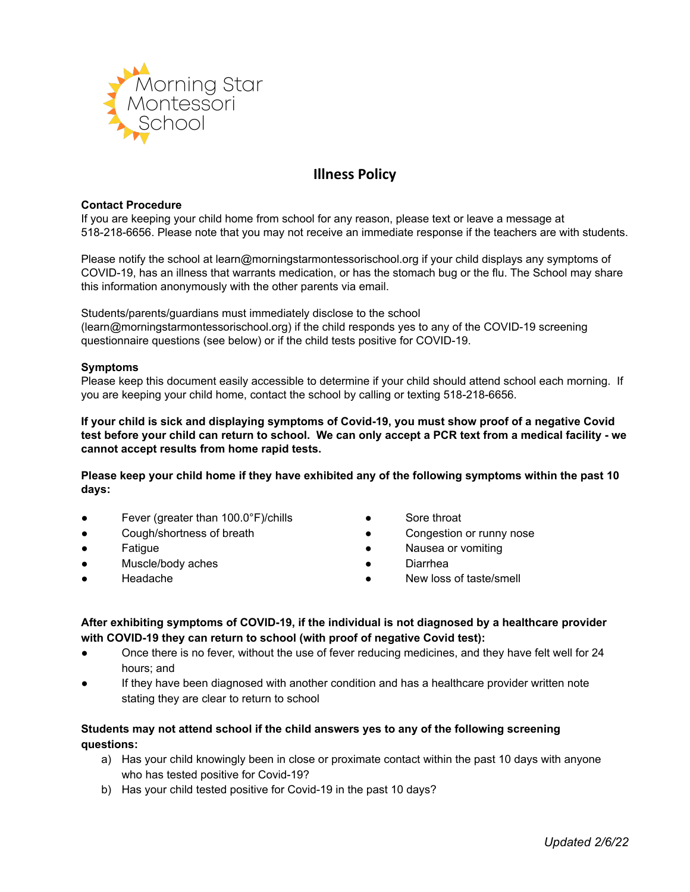Morning Star Montessori School

# Illness Policy

**Contact Procedure**
If you are keeping your child home from school for any reason, please text or leave a message at 518-218-6656. Please note that you may not receive an immediate response if the teachers are with students.

Please notify the school at learn@morningstarmontessorischool.org if your child displays any symptoms of COVID-19, has an illness that warrants medication, or has the stomach bug or the flu. The School may share this information anonymously with the other parents via email.

Students/parents/guardians must immediately disclose to the school (learn@morningstarmontessorischool.org) if the child responds yes to any of the COVID-19 screening questionnaire questions (see below) or if the child tests positive for COVID-19.

**Symptoms**
Please keep this document easily accessible to determine if your child should attend school each morning. If you are keeping your child home, contact the school by calling or texting 518-218-6656.

**If your child is sick and displaying symptoms of Covid-19, you must show proof of a negative Covid test before your child can return to school. We can only accept a PCR text from a medical facility - we cannot accept results from home rapid tests.**

**Please keep your child home if they have exhibited any of the following symptoms within the past 10 days:**

- Fever (greater than 100.0°F)/chills
- Cough/shortness of breath
- Fatigue
- Muscle/body aches
- Headache
- Sore throat
- Congestion or runny nose
- Nausea or vomiting
- Diarrhea
- New loss of taste/smell

**After exhibiting symptoms of COVID-19, if the individual is not diagnosed by a healthcare provider with COVID-19 they can return to school (with proof of negative Covid test):**

- Once there is no fever, without the use of fever reducing medicines, and they have felt well for 24 hours; and
- If they have been diagnosed with another condition and has a healthcare provider written note stating they are clear to return to school

**Students may not attend school if the child answers yes to any of the following screening questions:**

a) Has your child knowingly been in close or proximate contact within the past 10 days with anyone who has tested positive for Covid-19?
b) Has your child tested positive for Covid-19 in the past 10 days?

*Updated 2/6/22*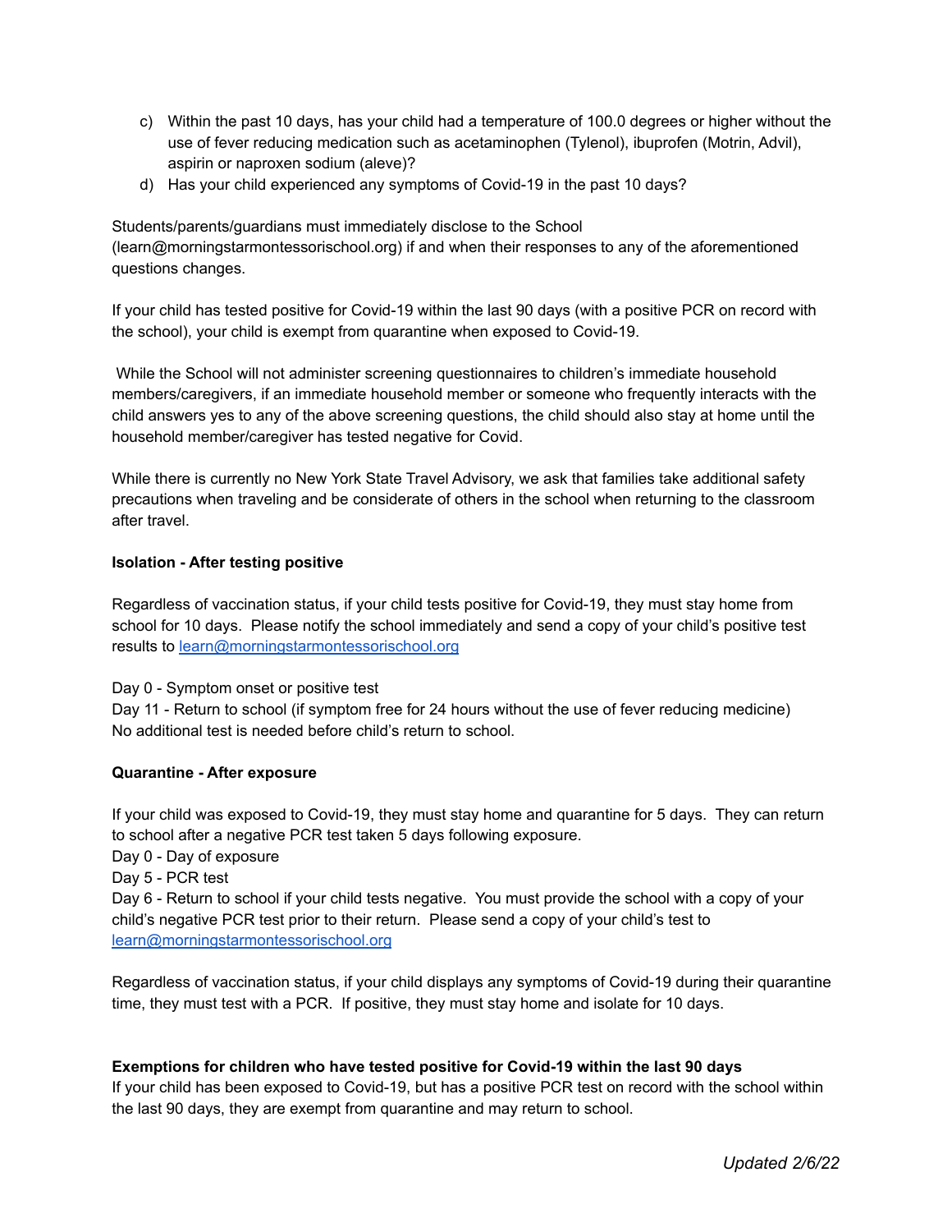c) Within the past 10 days, has your child had a temperature of 100.0 degrees or higher without the use of fever reducing medication such as acetaminophen (Tylenol), ibuprofen (Motrin, Advil), aspirin or naproxen sodium (aleve)?
d) Has your child experienced any symptoms of Covid-19 in the past 10 days?

Students/parents/guardians must immediately disclose to the School (learn@morningstarmontessorischool.org) if and when their responses to any of the aforementioned questions changes.

If your child has tested positive for Covid-19 within the last 90 days (with a positive PCR on record with the school), your child is exempt from quarantine when exposed to Covid-19.

While the School will not administer screening questionnaires to children's immediate household members/caregivers, if an immediate household member or someone who frequently interacts with the child answers yes to any of the above screening questions, the child should also stay at home until the household member/caregiver has tested negative for Covid.

While there is currently no New York State Travel Advisory, we ask that families take additional safety precautions when traveling and be considerate of others in the school when returning to the classroom after travel.

**Isolation - After testing positive**

Regardless of vaccination status, if your child tests positive for Covid-19, they must stay home from school for 10 days. Please notify the school immediately and send a copy of your child's positive test results to learn@morningstarmontessorischool.org

Day 0 - Symptom onset or positive test
Day 11 - Return to school (if symptom free for 24 hours without the use of fever reducing medicine)
No additional test is needed before child's return to school.

**Quarantine - After exposure**

If your child was exposed to Covid-19, they must stay home and quarantine for 5 days. They can return to school after a negative PCR test taken 5 days following exposure.
Day 0 - Day of exposure
Day 5 - PCR test
Day 6 - Return to school if your child tests negative. You must provide the school with a copy of your child's negative PCR test prior to their return. Please send a copy of your child's test to learn@morningstarmontessorischool.org

Regardless of vaccination status, if your child displays any symptoms of Covid-19 during their quarantine time, they must test with a PCR. If positive, they must stay home and isolate for 10 days.

**Exemptions for children who have tested positive for Covid-19 within the last 90 days**
If your child has been exposed to Covid-19, but has a positive PCR test on record with the school within the last 90 days, they are exempt from quarantine and may return to school.

*Updated 2/6/22*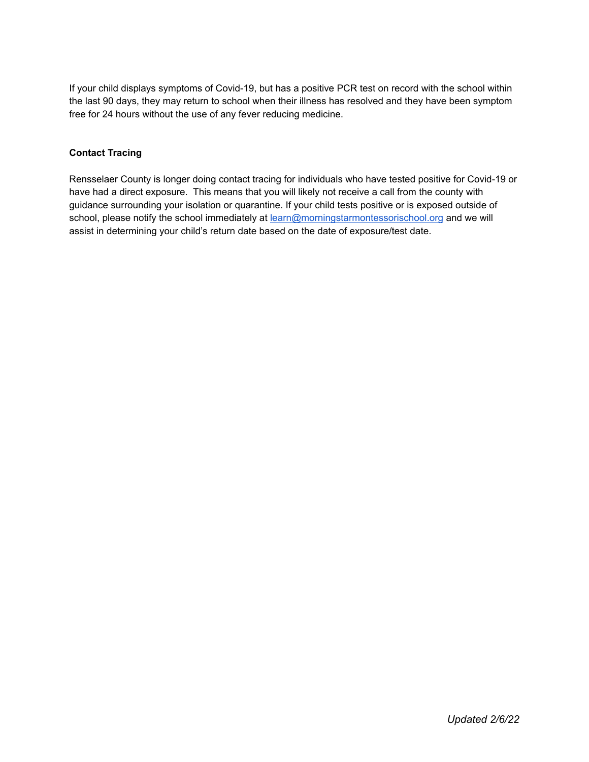If your child displays symptoms of Covid-19, but has a positive PCR test on record with the school within the last 90 days, they may return to school when their illness has resolved and they have been symptom free for 24 hours without the use of any fever reducing medicine.

**Contact Tracing**

Rensselaer County is longer doing contact tracing for individuals who have tested positive for Covid-19 or have had a direct exposure. This means that you will likely not receive a call from the county with guidance surrounding your isolation or quarantine. If your child tests positive or is exposed outside of school, please notify the school immediately at learn@morningstarmontessorischool.org and we will assist in determining your child's return date based on the date of exposure/test date.

*Updated 2/6/22*